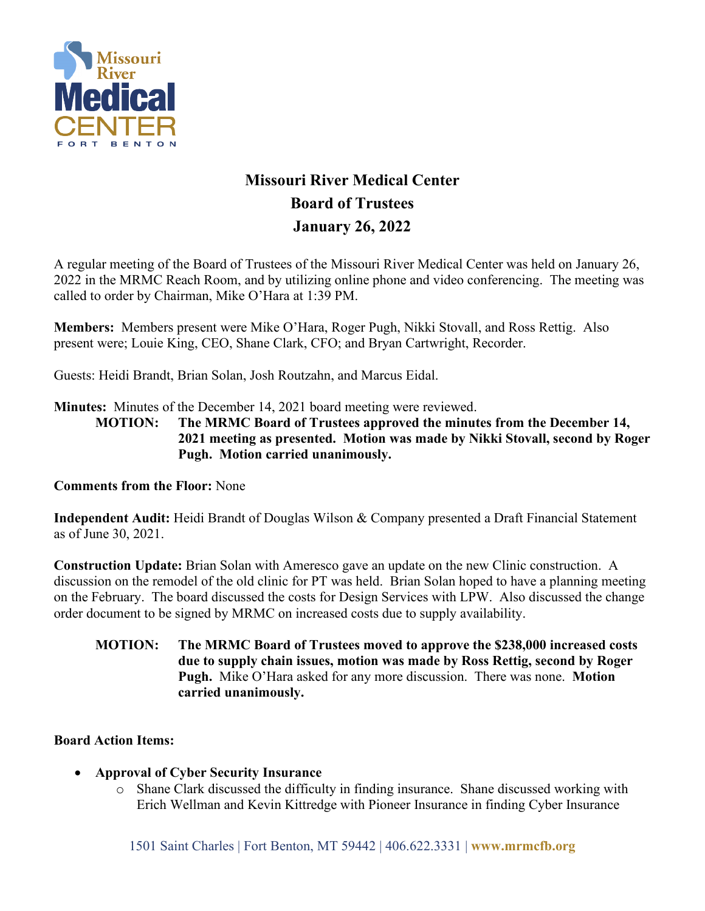# Missouri River Medical Center
## Board of Trustees
## January 26, 2022

A regular meeting of the Board of Trustees of the Missouri River Medical Center was held on January 26, 2022 in the MRMC Reach Room, and by utilizing online phone and video conferencing. The meeting was called to order by Chairman, Mike O'Hara at 1:39 PM.

**Members:** Members present were Mike O'Hara, Roger Pugh, Nikki Stovall, and Ross Rettig. Also present were; Louie King, CEO, Shane Clark, CFO; and Bryan Cartwright, Recorder.

Guests: Heidi Brandt, Brian Solan, Josh Routzahn, and Marcus Eidal.

**Minutes:** Minutes of the December 14, 2021 board meeting were reviewed.

> **MOTION: The MRMC Board of Trustees approved the minutes from the December 14, 2021 meeting as presented. Motion was made by Nikki Stovall, second by Roger Pugh. Motion carried unanimously.**

**Comments from the Floor:** None

**Independent Audit:** Heidi Brandt of Douglas Wilson & Company presented a Draft Financial Statement as of June 30, 2021.

**Construction Update:** Brian Solan with Ameresco gave an update on the new Clinic construction. A discussion on the remodel of the old clinic for PT was held. Brian Solan hoped to have a planning meeting on the February. The board discussed the costs for Design Services with LPW. Also discussed the change order document to be signed by MRMC on increased costs due to supply availability.

> **MOTION: The MRMC Board of Trustees moved to approve the $238,000 increased costs due to supply chain issues, motion was made by Ross Rettig, second by Roger Pugh.** Mike O'Hara asked for any more discussion. There was none. **Motion carried unanimously.**

**Board Action Items:**

- **Approval of Cyber Security Insurance**
  - Shane Clark discussed the difficulty in finding insurance. Shane discussed working with Erich Wellman and Kevin Kittredge with Pioneer Insurance in finding Cyber Insurance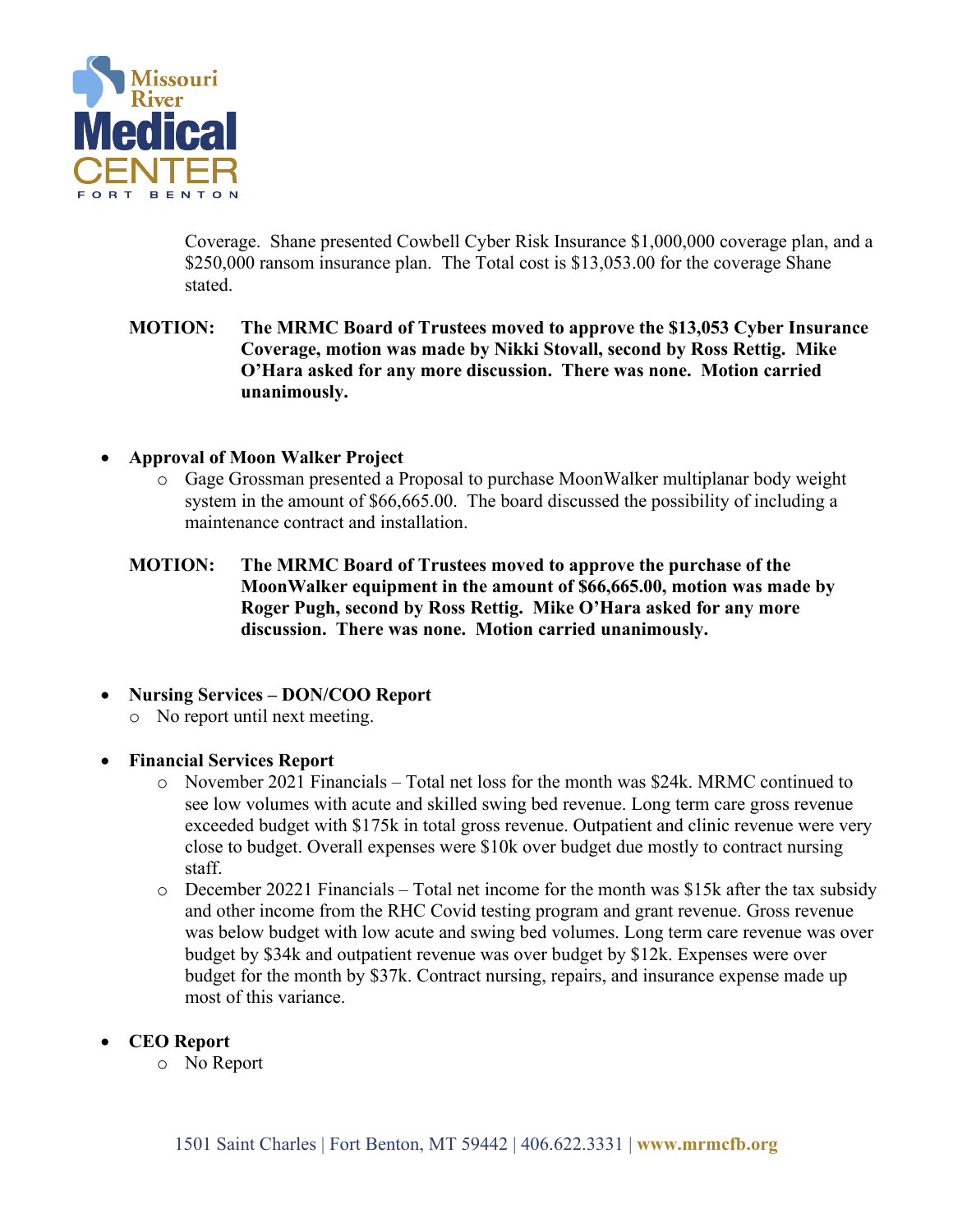Coverage. Shane presented Cowbell Cyber Risk Insurance $1,000,000 coverage plan, and a $250,000 ransom insurance plan. The Total cost is $13,053.00 for the coverage Shane stated.

**MOTION: The MRMC Board of Trustees moved to approve the $13,053 Cyber Insurance Coverage, motion was made by Nikki Stovall, second by Ross Rettig. Mike O'Hara asked for any more discussion. There was none. Motion carried unanimously.**

- **Approval of Moon Walker Project**
  - Gage Grossman presented a Proposal to purchase MoonWalker multiplanar body weight system in the amount of $66,665.00. The board discussed the possibility of including a maintenance contract and installation.

**MOTION: The MRMC Board of Trustees moved to approve the purchase of the MoonWalker equipment in the amount of $66,665.00, motion was made by Roger Pugh, second by Ross Rettig. Mike O'Hara asked for any more discussion. There was none. Motion carried unanimously.**

- **Nursing Services – DON/COO Report**
  - No report until next meeting.

- **Financial Services Report**
  - November 2021 Financials – Total net loss for the month was $24k. MRMC continued to see low volumes with acute and skilled swing bed revenue. Long term care gross revenue exceeded budget with $175k in total gross revenue. Outpatient and clinic revenue were very close to budget. Overall expenses were $10k over budget due mostly to contract nursing staff.
  - December 20221 Financials – Total net income for the month was $15k after the tax subsidy and other income from the RHC Covid testing program and grant revenue. Gross revenue was below budget with low acute and swing bed volumes. Long term care revenue was over budget by $34k and outpatient revenue was over budget by $12k. Expenses were over budget for the month by $37k. Contract nursing, repairs, and insurance expense made up most of this variance.

- **CEO Report**
  - No Report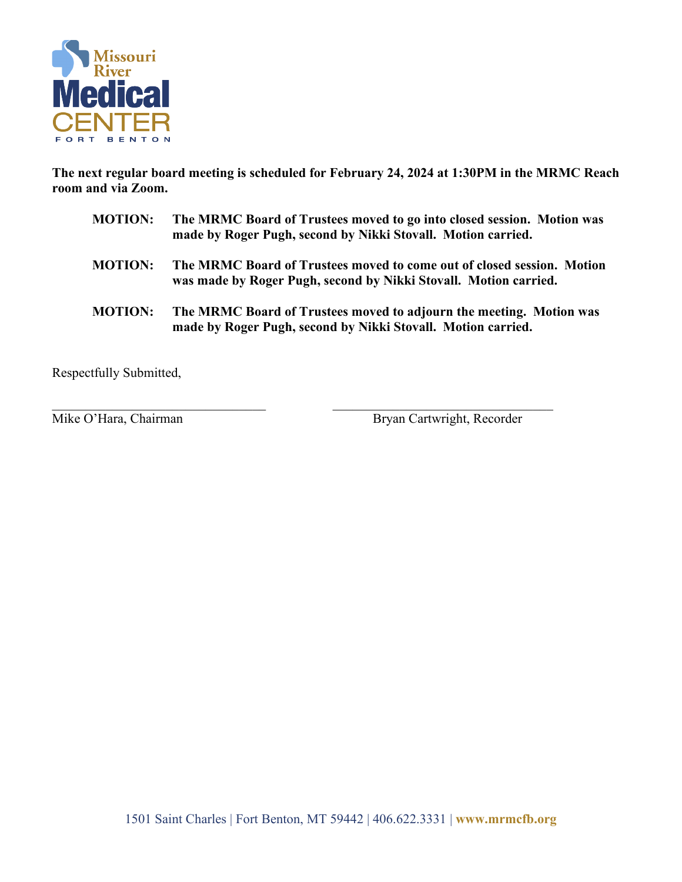**The next regular board meeting is scheduled for February 24, 2024 at 1:30PM in the MRMC Reach room and via Zoom.**

**MOTION:** **The MRMC Board of Trustees moved to go into closed session. Motion was made by Roger Pugh, second by Nikki Stovall. Motion carried.**

**MOTION:** **The MRMC Board of Trustees moved to come out of closed session. Motion was made by Roger Pugh, second by Nikki Stovall. Motion carried.**

**MOTION:** **The MRMC Board of Trustees moved to adjourn the meeting. Motion was made by Roger Pugh, second by Nikki Stovall. Motion carried.**

Respectfully Submitted,

\_\_\_\_\_\_\_\_\_\_\_\_\_\_\_\_\_\_\_\_\_\_\_\_\_\_\_\_\_\_\_\_\_\_
Mike O'Hara, Chairman

\_\_\_\_\_\_\_\_\_\_\_\_\_\_\_\_\_\_\_\_\_\_\_\_\_\_\_\_\_\_\_\_\_\_
Bryan Cartwright, Recorder